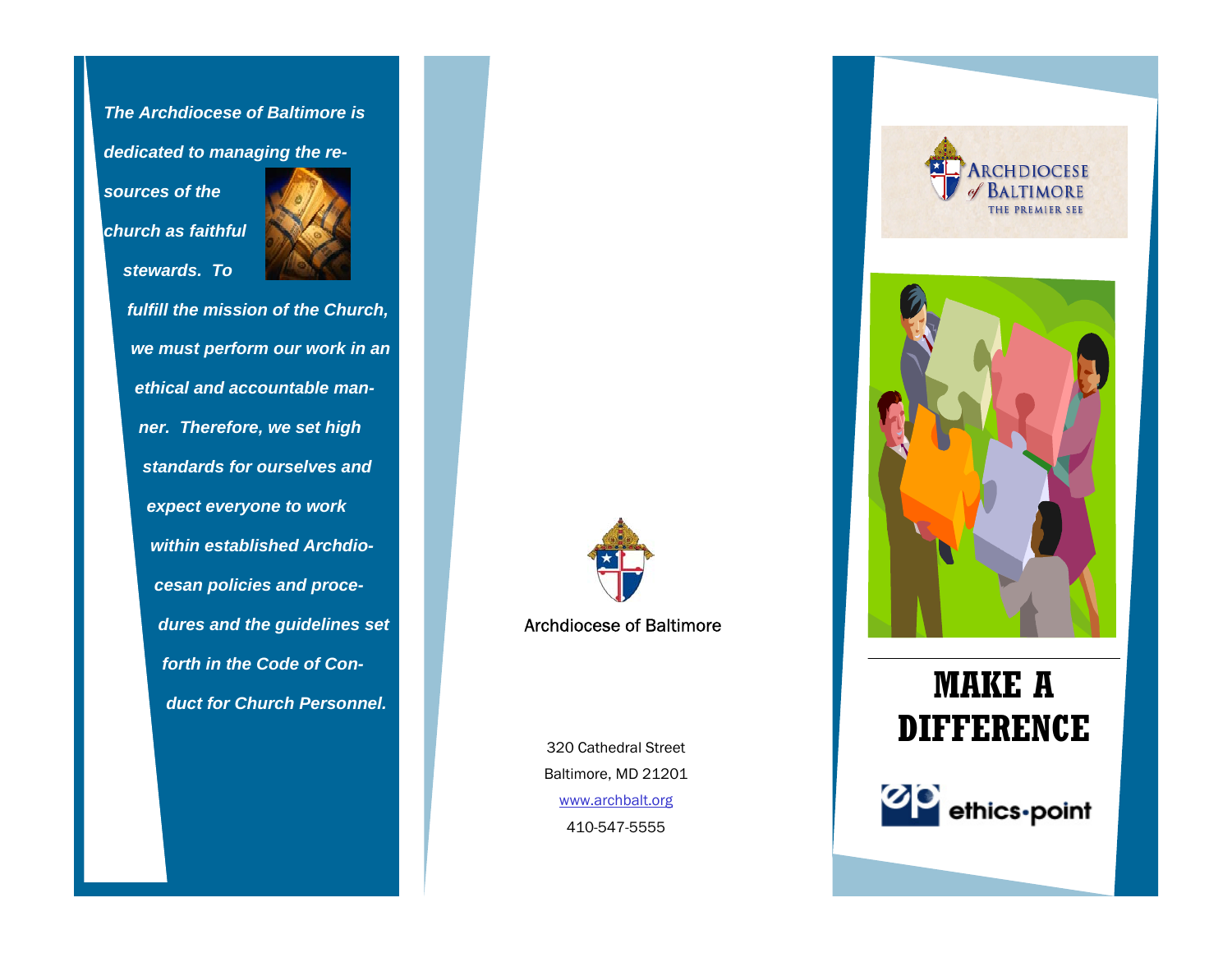***The Archdiocese of Baltimore is dedicated to managing the resources of the church as faithful stewards. To fulfill the mission of the Church, we must perform our work in an ethical and accountable manner. Therefore, we set high standards for ourselves and expect everyone to work within established Archdiocesan policies and procedures and the guidelines set forth in the Code of Conduct for Church Personnel.***

Archdiocese of Baltimore

320 Cathedral Street
Baltimore, MD 21201
www.archbalt.org
410-547-5555

ARCHDIOCESE of BALTIMORE
THE PREMIER SEE

# MAKE A DIFFERENCE

ethics·point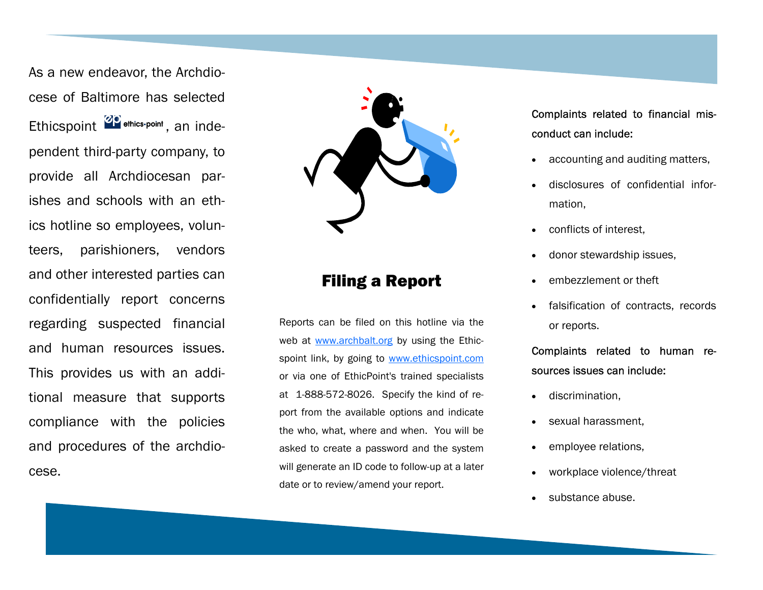As a new endeavor, the Archdiocese of Baltimore has selected Ethicspoint, an independent third-party company, to provide all Archdiocesan parishes and schools with an ethics hotline so employees, volunteers, parishioners, vendors and other interested parties can confidentially report concerns regarding suspected financial and human resources issues. This provides us with an additional measure that supports compliance with the policies and procedures of the archdiocese.

## Filing a Report

Reports can be filed on this hotline via the web at www.archbalt.org by using the Ethicspoint link, by going to www.ethicspoint.com or via one of EthicPoint's trained specialists at 1-888-572-8026. Specify the kind of report from the available options and indicate the who, what, where and when. You will be asked to create a password and the system will generate an ID code to follow-up at a later date or to review/amend your report.

Complaints related to financial misconduct can include:

- accounting and auditing matters,
- disclosures of confidential information,
- conflicts of interest,
- donor stewardship issues,
- embezzlement or theft
- falsification of contracts, records or reports.

Complaints related to human resources issues can include:

- discrimination,
- sexual harassment,
- employee relations,
- workplace violence/threat
- substance abuse.